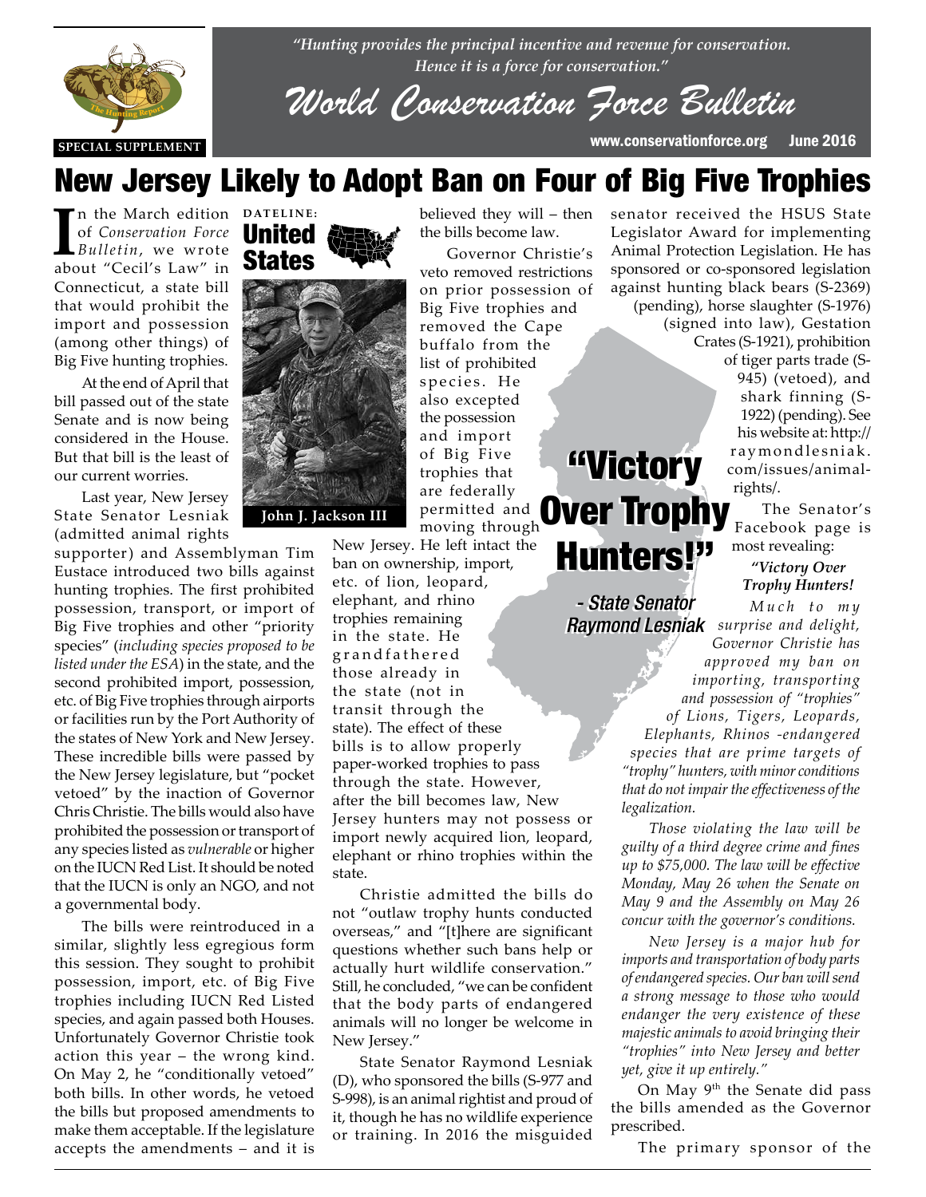*"Hunting provides the principal incentive and revenue for conservation. Hence it is a force for conservation."*

# World Conservation Force Bulletin

SPECIAL SUPPLEMENT

www.conservationforce.org June 2016

# New Jersey Likely to Adopt Ban on Four of Big Five Trophies

**DATELINE: United States**

John J. Jackson III

In the March edition of *Conservation Force Bulletin*, we wrote about "Cecil's Law" in Connecticut, a state bill that would prohibit the import and possession (among other things) of Big Five hunting trophies.

At the end of April that bill passed out of the state Senate and is now being considered in the House. But that bill is the least of our current worries.

Last year, New Jersey State Senator Lesniak (admitted animal rights supporter) and Assemblyman Tim Eustace introduced two bills against hunting trophies. The first prohibited possession, transport, or import of Big Five trophies and other "priority species" (*including species proposed to be listed under the ESA*) in the state, and the second prohibited import, possession, etc. of Big Five trophies through airports or facilities run by the Port Authority of the states of New York and New Jersey. These incredible bills were passed by the New Jersey legislature, but "pocket vetoed" by the inaction of Governor Chris Christie. The bills would also have prohibited the possession or transport of any species listed as *vulnerable* or higher on the IUCN Red List. It should be noted that the IUCN is only an NGO, and not a governmental body.

The bills were reintroduced in a similar, slightly less egregious form this session. They sought to prohibit possession, import, etc. of Big Five trophies including IUCN Red Listed species, and again passed both Houses. Unfortunately Governor Christie took action this year – the wrong kind. On May 2, he "conditionally vetoed" both bills. In other words, he vetoed the bills but proposed amendments to make them acceptable. If the legislature accepts the amendments – and it is believed they will – then the bills become law.

Governor Christie's veto removed restrictions on prior possession of Big Five trophies and removed the Cape buffalo from the list of prohibited species. He also excepted the possession and import of Big Five trophies that are federally permitted and moving through New Jersey. He left intact the ban on ownership, import, etc. of lion, leopard, elephant, and rhino trophies remaining in the state. He grandfathered those already in the state (not in transit through the state). The effect of these bills is to allow properly paper-worked trophies to pass through the state. However, after the bill becomes law, New Jersey hunters may not possess or import newly acquired lion, leopard, elephant or rhino trophies within the state.

Christie admitted the bills do not "outlaw trophy hunts conducted overseas," and "[t]here are significant questions whether such bans help or actually hurt wildlife conservation." Still, he concluded, "we can be confident that the body parts of endangered animals will no longer be welcome in New Jersey."

State Senator Raymond Lesniak (D), who sponsored the bills (S-977 and S-998), is an animal rightist and proud of it, though he has no wildlife experience or training. In 2016 the misguided senator received the HSUS State Legislator Award for implementing Animal Protection Legislation. He has sponsored or co-sponsored legislation against hunting black bears (S-2369) (pending), horse slaughter (S-1976) (signed into law), Gestation Crates (S-1921), prohibition of tiger parts trade (S-945) (vetoed), and shark finning (S-1922) (pending). See his website at: http://raymondlesniak.com/issues/animal-rights/.

> **"Victory Over Trophy Hunters!"**
>
> *- State Senator Raymond Lesniak*

The Senator's Facebook page is most revealing:

***"Victory Over Trophy Hunters!***

*Much to my surprise and delight, Governor Christie has approved my ban on importing, transporting and possession of "trophies" of Lions, Tigers, Leopards, Elephants, Rhinos -endangered species that are prime targets of "trophy" hunters, with minor conditions that do not impair the effectiveness of the legalization.*

*Those violating the law will be guilty of a third degree crime and fines up to $75,000. The law will be effective Monday, May 26 when the Senate on May 9 and the Assembly on May 26 concur with the governor's conditions.*

*New Jersey is a major hub for imports and transportation of body parts of endangered species. Our ban will send a strong message to those who would endanger the very existence of these majestic animals to avoid bringing their "trophies" into New Jersey and better yet, give it up entirely."*

On May 9th the Senate did pass the bills amended as the Governor prescribed.

The primary sponsor of the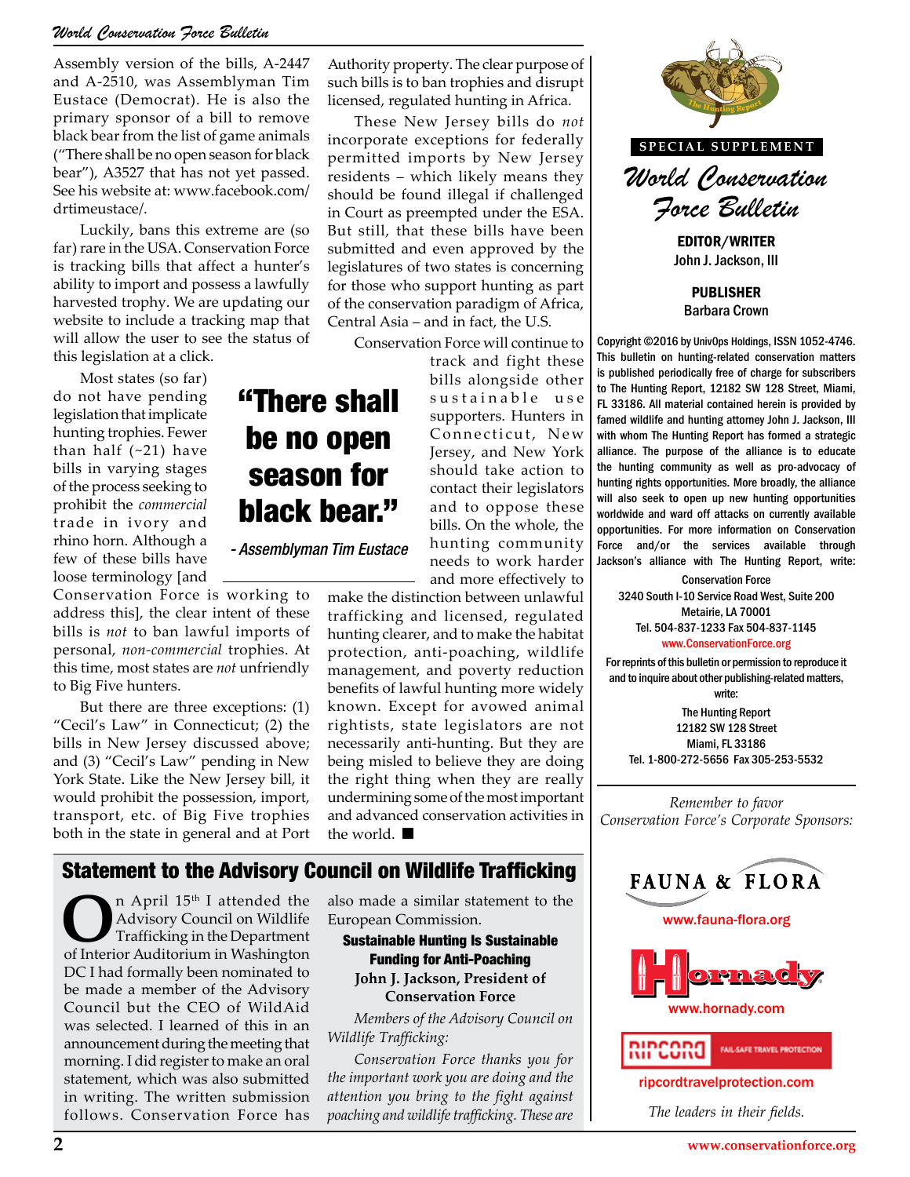Assembly version of the bills, A-2447 and A-2510, was Assemblyman Tim Eustace (Democrat). He is also the primary sponsor of a bill to remove black bear from the list of game animals ("There shall be no open season for black bear"), A3527 that has not yet passed. See his website at: www.facebook.com/drtimeustace/.

Luckily, bans this extreme are (so far) rare in the USA. Conservation Force is tracking bills that affect a hunter's ability to import and possess a lawfully harvested trophy. We are updating our website to include a tracking map that will allow the user to see the status of this legislation at a click.

Most states (so far) do not have pending legislation that implicate hunting trophies. Fewer than half (~21) have bills in varying stages of the process seeking to prohibit the *commercial* trade in ivory and rhino horn. Although a few of these bills have loose terminology [and Conservation Force is working to address this], the clear intent of these bills is *not* to ban lawful imports of personal, *non-commercial* trophies. At this time, most states are *not* unfriendly to Big Five hunters.

But there are three exceptions: (1) "Cecil's Law" in Connecticut; (2) the bills in New Jersey discussed above; and (3) "Cecil's Law" pending in New York State. Like the New Jersey bill, it would prohibit the possession, import, transport, etc. of Big Five trophies both in the state in general and at Port Authority property. The clear purpose of such bills is to ban trophies and disrupt licensed, regulated hunting in Africa.

These New Jersey bills do *not* incorporate exceptions for federally permitted imports by New Jersey residents – which likely means they should be found illegal if challenged in Court as preempted under the ESA. But still, that these bills have been submitted and even approved by the legislatures of two states is concerning for those who support hunting as part of the conservation paradigm of Africa, Central Asia – and in fact, the U.S.

> **"There shall be no open season for black bear."**
>
> *- Assemblyman Tim Eustace*

Conservation Force will continue to track and fight these bills alongside other sustainable use supporters. Hunters in Connecticut, New Jersey, and New York should take action to contact their legislators and to oppose these bills. On the whole, the hunting community needs to work harder and more effectively to make the distinction between unlawful trafficking and licensed, regulated hunting clearer, and to make the habitat protection, anti-poaching, wildlife management, and poverty reduction benefits of lawful hunting more widely known. Except for avowed animal rightists, state legislators are not necessarily anti-hunting. But they are being misled to believe they are doing the right thing when they are really undermining some of the most important and advanced conservation activities in the world. ■

## Statement to the Advisory Council on Wildlife Trafficking

On April 15th I attended the Advisory Council on Wildlife Trafficking in the Department of Interior Auditorium in Washington DC I had formally been nominated to be made a member of the Advisory Council but the CEO of WildAid was selected. I learned of this in an announcement during the meeting that morning. I did register to make an oral statement, which was also submitted in writing. The written submission follows. Conservation Force has also made a similar statement to the European Commission.

**Sustainable Hunting Is Sustainable Funding for Anti-Poaching**
**John J. Jackson, President of Conservation Force**

*Members of the Advisory Council on Wildlife Trafficking:*

*Conservation Force thanks you for the important work you are doing and the attention you bring to the fight against poaching and wildlife trafficking. These are*

---

SPECIAL SUPPLEMENT

# World Conservation Force Bulletin

**EDITOR/WRITER**
John J. Jackson, III

**PUBLISHER**
Barbara Crown

Copyright ©2016 by UnivOps Holdings, ISSN 1052-4746. This bulletin on hunting-related conservation matters is published periodically free of charge for subscribers to The Hunting Report, 12182 SW 128 Street, Miami, FL 33186. All material contained herein is provided by famed wildlife and hunting attorney John J. Jackson, III with whom The Hunting Report has formed a strategic alliance. The purpose of the alliance is to educate the hunting community as well as pro-advocacy of hunting rights opportunities. More broadly, the alliance will also seek to open up new hunting opportunities worldwide and ward off attacks on currently available opportunities. For more information on Conservation Force and/or the services available through Jackson's alliance with The Hunting Report, write:

Conservation Force
3240 South I-10 Service Road West, Suite 200
Metairie, LA 70001
Tel. 504-837-1233 Fax 504-837-1145
www.ConservationForce.org

For reprints of this bulletin or permission to reproduce it and to inquire about other publishing-related matters, write:

The Hunting Report
12182 SW 128 Street
Miami, FL 33186
Tel. 1-800-272-5656 Fax 305-253-5532

*Remember to favor Conservation Force's Corporate Sponsors:*

FAUNA & FLORA
www.fauna-flora.org

Hornady
www.hornady.com

RIPCORD FAIL-SAFE TRAVEL PROTECTION
ripcordtravelprotection.com

*The leaders in their fields.*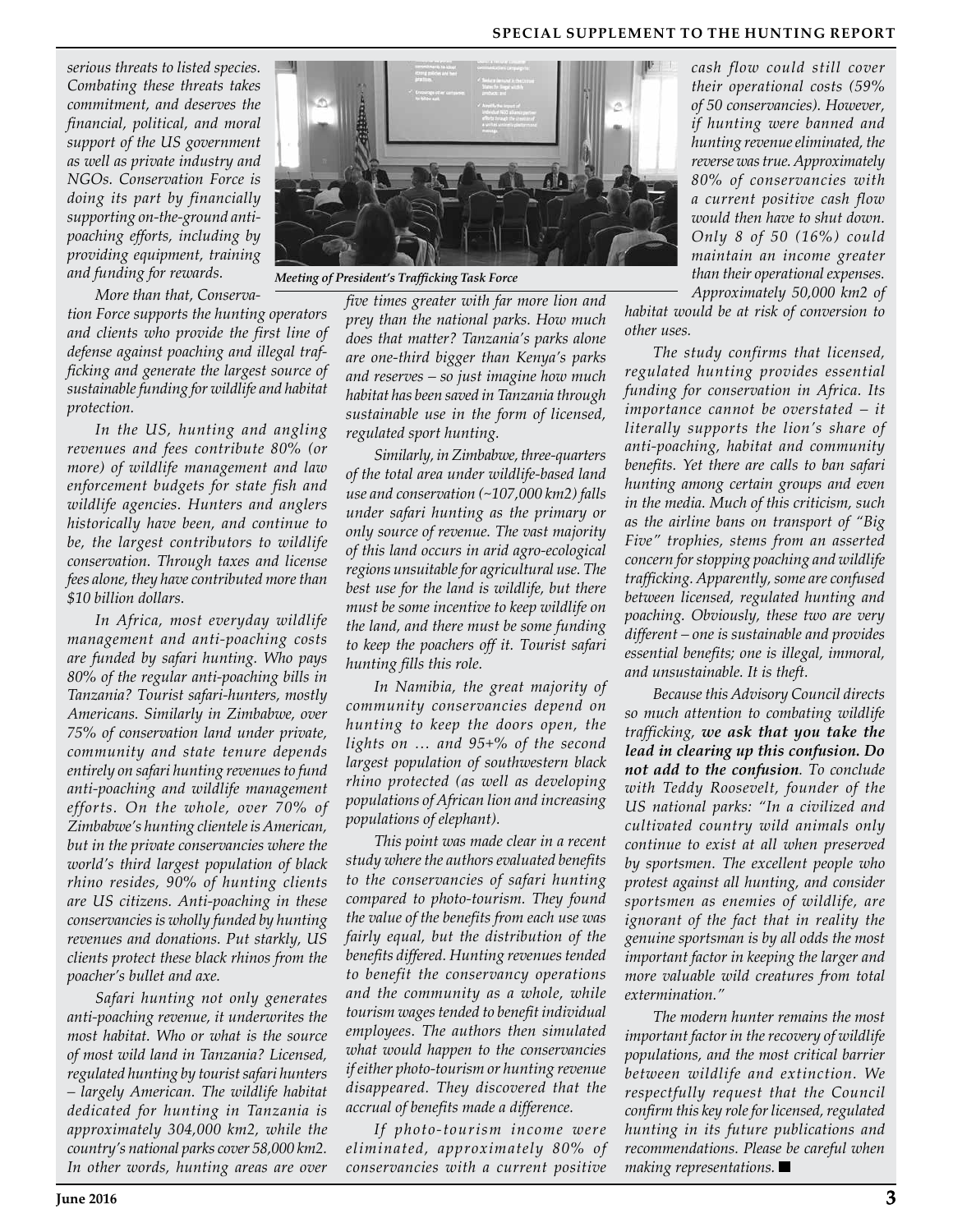*serious threats to listed species. Combating these threats takes commitment, and deserves the financial, political, and moral support of the US government as well as private industry and NGOs. Conservation Force is doing its part by financially supporting on-the-ground anti-poaching efforts, including by providing equipment, training and funding for rewards.*

*More than that, Conservation Force supports the hunting operators and clients who provide the first line of defense against poaching and illegal trafficking and generate the largest source of sustainable funding for wildlife and habitat protection.*

*In the US, hunting and angling revenues and fees contribute 80% (or more) of wildlife management and law enforcement budgets for state fish and wildlife agencies. Hunters and anglers historically have been, and continue to be, the largest contributors to wildlife conservation. Through taxes and license fees alone, they have contributed more than $10 billion dollars.*

*In Africa, most everyday wildlife management and anti-poaching costs are funded by safari hunting. Who pays 80% of the regular anti-poaching bills in Tanzania? Tourist safari-hunters, mostly Americans. Similarly in Zimbabwe, over 75% of conservation land under private, community and state tenure depends entirely on safari hunting revenues to fund anti-poaching and wildlife management efforts. On the whole, over 70% of Zimbabwe's hunting clientele is American, but in the private conservancies where the world's third largest population of black rhino resides, 90% of hunting clients are US citizens. Anti-poaching in these conservancies is wholly funded by hunting revenues and donations. Put starkly, US clients protect these black rhinos from the poacher's bullet and axe.*

*Safari hunting not only generates anti-poaching revenue, it underwrites the most habitat. Who or what is the source of most wild land in Tanzania? Licensed, regulated hunting by tourist safari hunters – largely American. The wildlife habitat dedicated for hunting in Tanzania is approximately 304,000 km2, while the country's national parks cover 58,000 km2. In other words, hunting areas are over five times greater with far more lion and prey than the national parks. How much does that matter? Tanzania's parks alone are one-third bigger than Kenya's parks and reserves – so just imagine how much habitat has been saved in Tanzania through sustainable use in the form of licensed, regulated sport hunting.*

**Meeting of President's Trafficking Task Force**

*Similarly, in Zimbabwe, three-quarters of the total area under wildlife-based land use and conservation (~107,000 km2) falls under safari hunting as the primary or only source of revenue. The vast majority of this land occurs in arid agro-ecological regions unsuitable for agricultural use. The best use for the land is wildlife, but there must be some incentive to keep wildlife on the land, and there must be some funding to keep the poachers off it. Tourist safari hunting fills this role.*

*In Namibia, the great majority of community conservancies depend on hunting to keep the doors open, the lights on … and 95+% of the second largest population of southwestern black rhino protected (as well as developing populations of African lion and increasing populations of elephant).*

*This point was made clear in a recent study where the authors evaluated benefits to the conservancies of safari hunting compared to photo-tourism. They found the value of the benefits from each use was fairly equal, but the distribution of the benefits differed. Hunting revenues tended to benefit the conservancy operations and the community as a whole, while tourism wages tended to benefit individual employees. The authors then simulated what would happen to the conservancies if either photo-tourism or hunting revenue disappeared. They discovered that the accrual of benefits made a difference.*

*If photo-tourism income were eliminated, approximately 80% of conservancies with a current positive cash flow could still cover their operational costs (59% of 50 conservancies). However, if hunting were banned and hunting revenue eliminated, the reverse was true. Approximately 80% of conservancies with a current positive cash flow would then have to shut down. Only 8 of 50 (16%) could maintain an income greater than their operational expenses. Approximately 50,000 km2 of habitat would be at risk of conversion to other uses.*

*The study confirms that licensed, regulated hunting provides essential funding for conservation in Africa. Its importance cannot be overstated – it literally supports the lion's share of anti-poaching, habitat and community benefits. Yet there are calls to ban safari hunting among certain groups and even in the media. Much of this criticism, such as the airline bans on transport of "Big Five" trophies, stems from an asserted concern for stopping poaching and wildlife trafficking. Apparently, some are confused between licensed, regulated hunting and poaching. Obviously, these two are very different – one is sustainable and provides essential benefits; one is illegal, immoral, and unsustainable. It is theft.*

*Because this Advisory Council directs so much attention to combating wildlife trafficking,* ***we ask that you take the lead in clearing up this confusion. Do not add to the confusion****. To conclude with Teddy Roosevelt, founder of the US national parks: "In a civilized and cultivated country wild animals only continue to exist at all when preserved by sportsmen. The excellent people who protest against all hunting, and consider sportsmen as enemies of wildlife, are ignorant of the fact that in reality the genuine sportsman is by all odds the most important factor in keeping the larger and more valuable wild creatures from total extermination."*

*The modern hunter remains the most important factor in the recovery of wildlife populations, and the most critical barrier between wildlife and extinction. We respectfully request that the Council confirm this key role for licensed, regulated hunting in its future publications and recommendations. Please be careful when making representations.* ■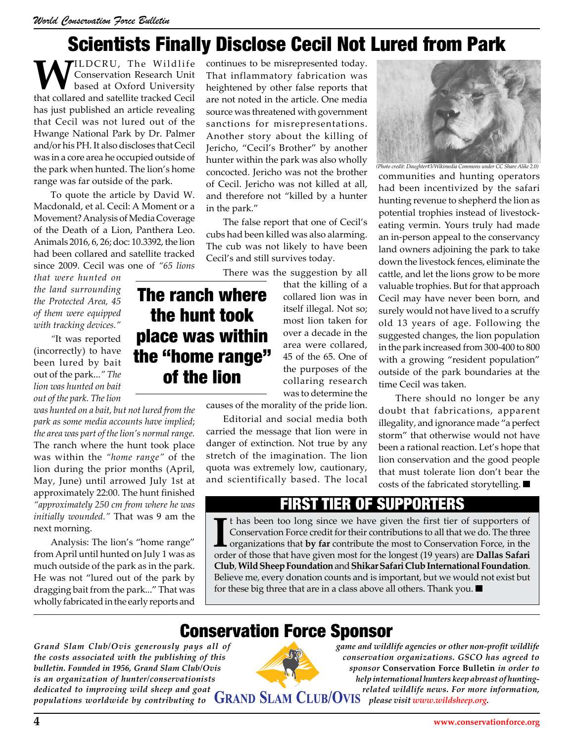# Scientists Finally Disclose Cecil Not Lured from Park

WILDCRU, The Wildlife Conservation Research Unit based at Oxford University that collared and satellite tracked Cecil has just published an article revealing that Cecil was not lured out of the Hwange National Park by Dr. Palmer and/or his PH. It also discloses that Cecil was in a core area he occupied outside of the park when hunted. The lion's home range was far outside of the park.

To quote the article by David W. Macdonald, et al. Cecil: A Moment or a Movement? Analysis of Media Coverage of the Death of a Lion, Panthera Leo. Animals 2016, 6, 26; doc: 10.3392, the lion had been collared and satellite tracked since 2009. Cecil was one of *"65 lions that were hunted on the land surrounding the Protected Area, 45 of them were equipped with tracking devices."*

"It was reported (incorrectly) to have been lured by bait out of the park..." *The lion was hunted on bait out of the park. The lion was hunted on a bait, but not lured from the park as some media accounts have implied; the area was part of the lion's normal range.* The ranch where the hunt took place was within the *"home range"* of the lion during the prior months (April, May, June) until arrowed July 1st at approximately 22:00. The hunt finished *"approximately 250 cm from where he was initially wounded."* That was 9 am the next morning.

Analysis: The lion's "home range" from April until hunted on July 1 was as much outside of the park as in the park. He was not "lured out of the park by dragging bait from the park..." That was wholly fabricated in the early reports and continues to be misrepresented today. That inflammatory fabrication was heightened by other false reports that are not noted in the article. One media source was threatened with government sanctions for misrepresentations. Another story about the killing of Jericho, "Cecil's Brother" by another hunter within the park was also wholly concocted. Jericho was not the brother of Cecil. Jericho was not killed at all, and therefore not "killed by a hunter in the park."

The false report that one of Cecil's cubs had been killed was also alarming. The cub was not likely to have been Cecil's and still survives today.

> **The ranch where the hunt took place was within the "home range" of the lion**

There was the suggestion by all that the killing of a collared lion was in itself illegal. Not so; most lion taken for over a decade in the area were collared, 45 of the 65. One of the purposes of the collaring research was to determine the causes of the morality of the pride lion.

Editorial and social media both carried the message that lion were in danger of extinction. Not true by any stretch of the imagination. The lion quota was extremely low, cautionary, and scientifically based. The local communities and hunting operators had been incentivized by the safari hunting revenue to shepherd the lion as potential trophies instead of livestock-eating vermin. Yours truly had made an in-person appeal to the conservancy land owners adjoining the park to take down the livestock fences, eliminate the cattle, and let the lions grow to be more valuable trophies. But for that approach Cecil may have never been born, and surely would not have lived to a scruffy old 13 years of age. Following the suggested changes, the lion population in the park increased from 300-400 to 800 with a growing "resident population" outside of the park boundaries at the time Cecil was taken.

(Photo credit: Daughter#3/Wikimedia Commons under CC Share Alike 2.0)

There should no longer be any doubt that fabrications, apparent illegality, and ignorance made "a perfect storm" that otherwise would not have been a rational reaction. Let's hope that lion conservation and the good people that must tolerate lion don't bear the costs of the fabricated storytelling. ■

## FIRST TIER OF SUPPORTERS

It has been too long since we have given the first tier of supporters of Conservation Force credit for their contributions to all that we do. The three organizations that **by far** contribute the most to Conservation Force, in the order of those that have given most for the longest (19 years) are **Dallas Safari Club**, **Wild Sheep Foundation** and **Shikar Safari Club International Foundation**. Believe me, every donation counts and is important, but we would not exist but for these big three that are in a class above all others. Thank you. ■

## Conservation Force Sponsor

*Grand Slam Club/Ovis generously pays all of the costs associated with the publishing of this bulletin. Founded in 1956, Grand Slam Club/Ovis is an organization of hunter/conservationists dedicated to improving wild sheep and goat populations worldwide by contributing to game and wildlife agencies or other non-profit wildlife conservation organizations. GSCO has agreed to sponsor* **Conservation Force Bulletin** *in order to help international hunters keep abreast of hunting-related wildlife news. For more information, please visit www.wildsheep.org.*

GRAND SLAM CLUB/OVIS